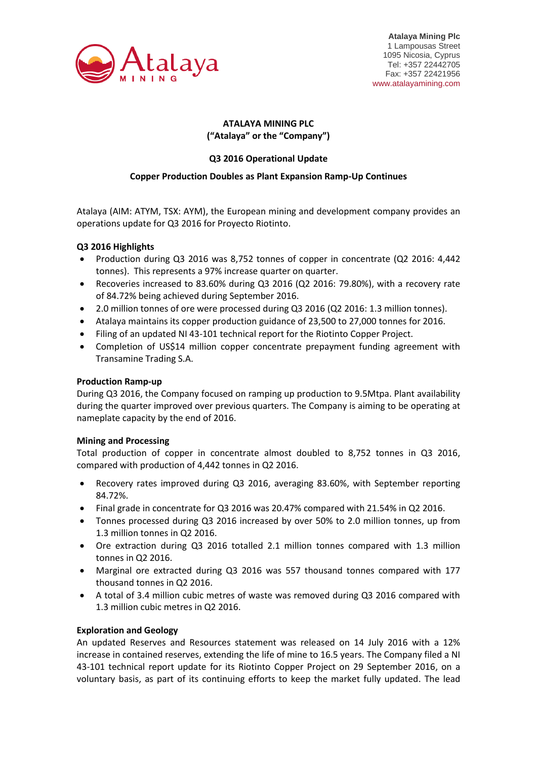Atalaya Mining Plc
1 Lampousas Street
1095 Nicosia, Cyprus
Tel: +357 22442705
Fax: +357 22421956
www.atalayamining.com

**ATALAYA MINING PLC**
**("Atalaya" or the "Company")**

**Q3 2016 Operational Update**

**Copper Production Doubles as Plant Expansion Ramp-Up Continues**

Atalaya (AIM: ATYM, TSX: AYM), the European mining and development company provides an operations update for Q3 2016 for Proyecto Riotinto.

**Q3 2016 Highlights**

- Production during Q3 2016 was 8,752 tonnes of copper in concentrate (Q2 2016: 4,442 tonnes). This represents a 97% increase quarter on quarter.
- Recoveries increased to 83.60% during Q3 2016 (Q2 2016: 79.80%), with a recovery rate of 84.72% being achieved during September 2016.
- 2.0 million tonnes of ore were processed during Q3 2016 (Q2 2016: 1.3 million tonnes).
- Atalaya maintains its copper production guidance of 23,500 to 27,000 tonnes for 2016.
- Filing of an updated NI 43-101 technical report for the Riotinto Copper Project.
- Completion of US$14 million copper concentrate prepayment funding agreement with Transamine Trading S.A.

**Production Ramp-up**

During Q3 2016, the Company focused on ramping up production to 9.5Mtpa. Plant availability during the quarter improved over previous quarters. The Company is aiming to be operating at nameplate capacity by the end of 2016.

**Mining and Processing**

Total production of copper in concentrate almost doubled to 8,752 tonnes in Q3 2016, compared with production of 4,442 tonnes in Q2 2016.

- Recovery rates improved during Q3 2016, averaging 83.60%, with September reporting 84.72%.
- Final grade in concentrate for Q3 2016 was 20.47% compared with 21.54% in Q2 2016.
- Tonnes processed during Q3 2016 increased by over 50% to 2.0 million tonnes, up from 1.3 million tonnes in Q2 2016.
- Ore extraction during Q3 2016 totalled 2.1 million tonnes compared with 1.3 million tonnes in Q2 2016.
- Marginal ore extracted during Q3 2016 was 557 thousand tonnes compared with 177 thousand tonnes in Q2 2016.
- A total of 3.4 million cubic metres of waste was removed during Q3 2016 compared with 1.3 million cubic metres in Q2 2016.

**Exploration and Geology**

An updated Reserves and Resources statement was released on 14 July 2016 with a 12% increase in contained reserves, extending the life of mine to 16.5 years. The Company filed a NI 43-101 technical report update for its Riotinto Copper Project on 29 September 2016, on a voluntary basis, as part of its continuing efforts to keep the market fully updated. The lead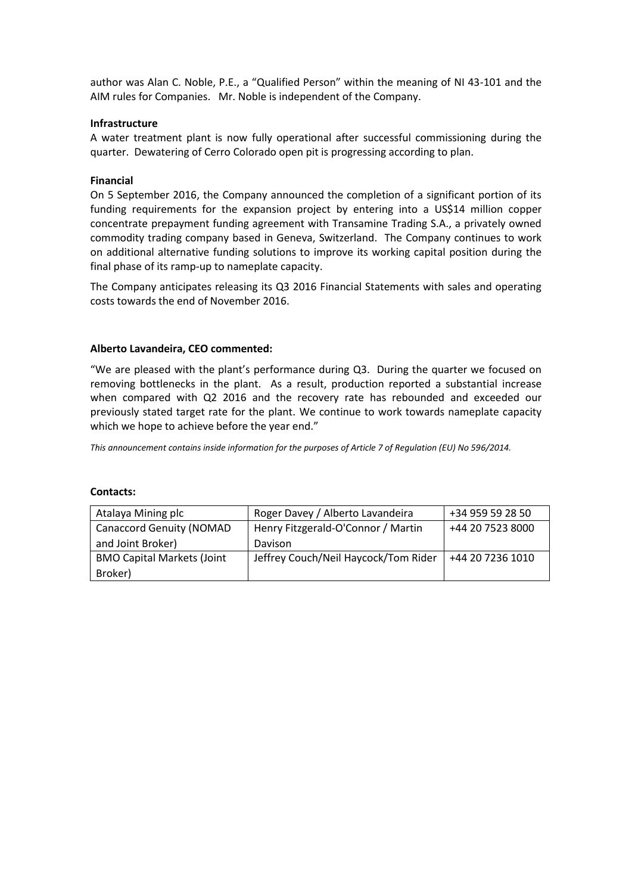author was Alan C. Noble, P.E., a "Qualified Person" within the meaning of NI 43-101 and the AIM rules for Companies. Mr. Noble is independent of the Company.

**Infrastructure**

A water treatment plant is now fully operational after successful commissioning during the quarter. Dewatering of Cerro Colorado open pit is progressing according to plan.

**Financial**

On 5 September 2016, the Company announced the completion of a significant portion of its funding requirements for the expansion project by entering into a US$14 million copper concentrate prepayment funding agreement with Transamine Trading S.A., a privately owned commodity trading company based in Geneva, Switzerland. The Company continues to work on additional alternative funding solutions to improve its working capital position during the final phase of its ramp-up to nameplate capacity.

The Company anticipates releasing its Q3 2016 Financial Statements with sales and operating costs towards the end of November 2016.

**Alberto Lavandeira, CEO commented:**

"We are pleased with the plant's performance during Q3. During the quarter we focused on removing bottlenecks in the plant. As a result, production reported a substantial increase when compared with Q2 2016 and the recovery rate has rebounded and exceeded our previously stated target rate for the plant. We continue to work towards nameplate capacity which we hope to achieve before the year end."

*This announcement contains inside information for the purposes of Article 7 of Regulation (EU) No 596/2014.*

**Contacts:**

| | | |
|---|---|---|
| Atalaya Mining plc | Roger Davey / Alberto Lavandeira | +34 959 59 28 50 |
| Canaccord Genuity (NOMAD and Joint Broker) | Henry Fitzgerald-O'Connor / Martin Davison | +44 20 7523 8000 |
| BMO Capital Markets (Joint Broker) | Jeffrey Couch/Neil Haycock/Tom Rider | +44 20 7236 1010 |